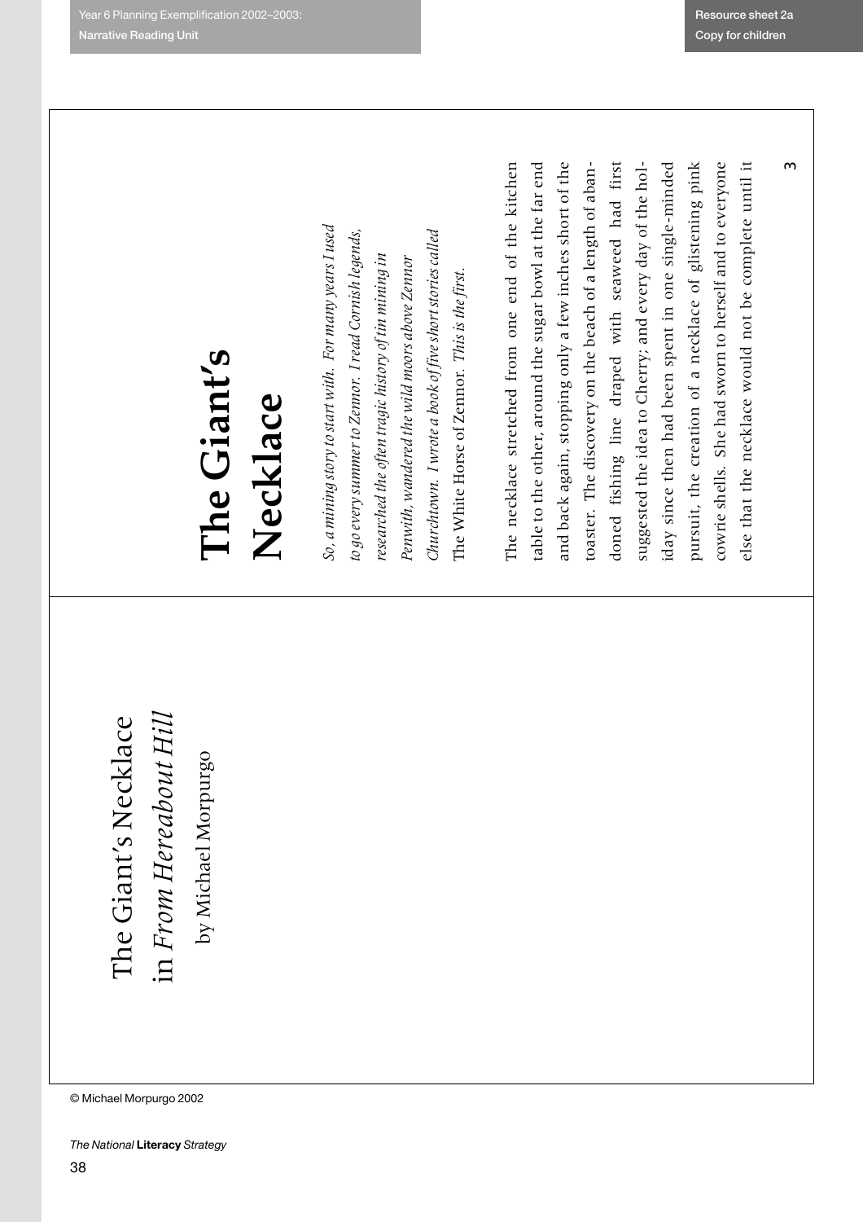The Giant's Necklace
in *From Hereabout Hill*

by Michael Morpurgo

# The Giant's Necklace

*So, a mining story to start with. For many years I used to go every summer to Zennor. I read Cornish legends, researched the often tragic history of tin mining in Penwith, wandered the wild moors above Zennor Churchtown. I wrote a book of five short stories called* The White Horse of Zennor*. This is the first.*

The necklace stretched from one end of the kitchen table to the other, around the sugar bowl at the far end and back again, stopping only a few inches short of the toaster. The discovery on the beach of a length of abandoned fishing line draped with seaweed had first suggested the idea to Cherry; and every day of the holiday since then had been spent in one single-minded pursuit, the creation of a necklace of glistening pink cowrie shells. She had sworn to herself and to everyone else that the necklace would not be complete until it

© Michael Morpurgo 2002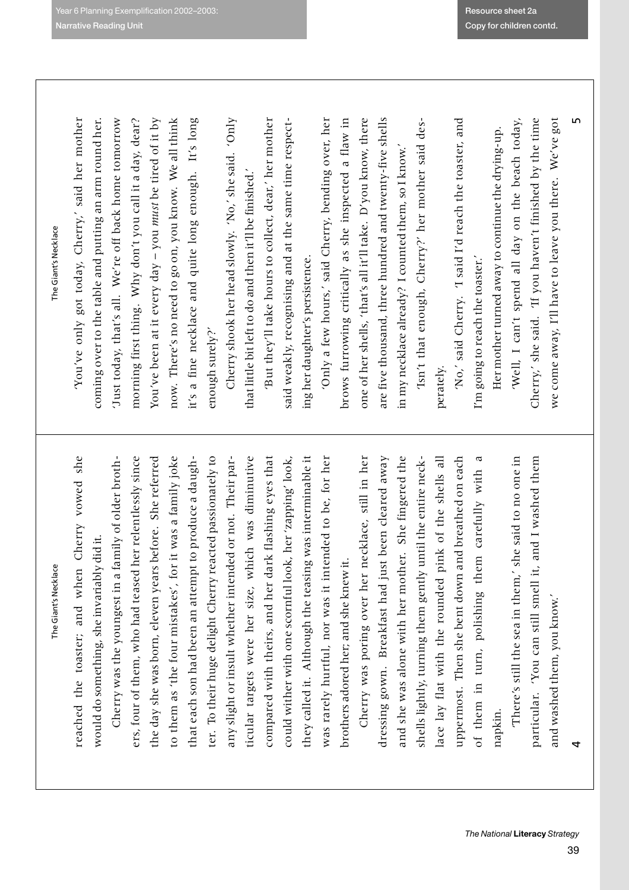reached the toaster; and when Cherry vowed she would do something, she invariably did it.

Cherry was the youngest in a family of older brothers, four of them, who had teased her relentlessly since the day she was born, eleven years before. She referred to them as 'the four mistakes', for it was a family joke that each son had been an attempt to produce a daughter. To their huge delight Cherry reacted passionately to any slight or insult whether intended or not. Their particular targets were her size, which was diminutive compared with theirs, and her dark flashing eyes that could wither with one scornful look, her 'zapping' look, they called it. Although the teasing was interminable it was rarely hurtful, nor was it intended to be, for her brothers adored her; and she knew it.

Cherry was poring over her necklace, still in her dressing gown. Breakfast had just been cleared away and she was alone with her mother. She fingered the shells lightly, turning them gently until the entire necklace lay flat with the rounded pink of the shells all uppermost. Then she bent down and breathed on each of them in turn, polishing them carefully with a napkin.

'There's still the sea in them,' she said to no one in particular. 'You can still smell it, and I washed them and washed them, you know.'

'You've only got today, Cherry,' said her mother coming over to the table and putting an arm round her. 'Just today, that's all. We're off back home tomorrow morning first thing. Why don't you call it a day, dear? You've been at it every day – you *must* be tired of it by now. There's no need to go on, you know. We all think it's a fine necklace and quite long enough. It's long enough surely?'

Cherry shook her head slowly. 'No,' she said. 'Only that little bit left to do and then it'll be finished.'

'But they'll take hours to collect, dear,' her mother said weakly, recognising and at the same time respecting her daughter's persistence.

'Only a few hours,' said Cherry, bending over, her brows furrowing critically as she inspected a flaw in one of her shells, 'that's all it'll take. D'you know, there are five thousand, three hundred and twenty-five shells in my necklace already? I counted them, so I know.'

'Isn't that enough, Cherry?' her mother said desperately.

'No,' said Cherry. 'I said I'd reach the toaster, and I'm going to reach the toaster.'

Her mother turned away to continue the drying-up.

'Well, I can't spend all day on the beach today, Cherry,' she said. 'If you haven't finished by the time we come away, I'll have to leave you there. We've got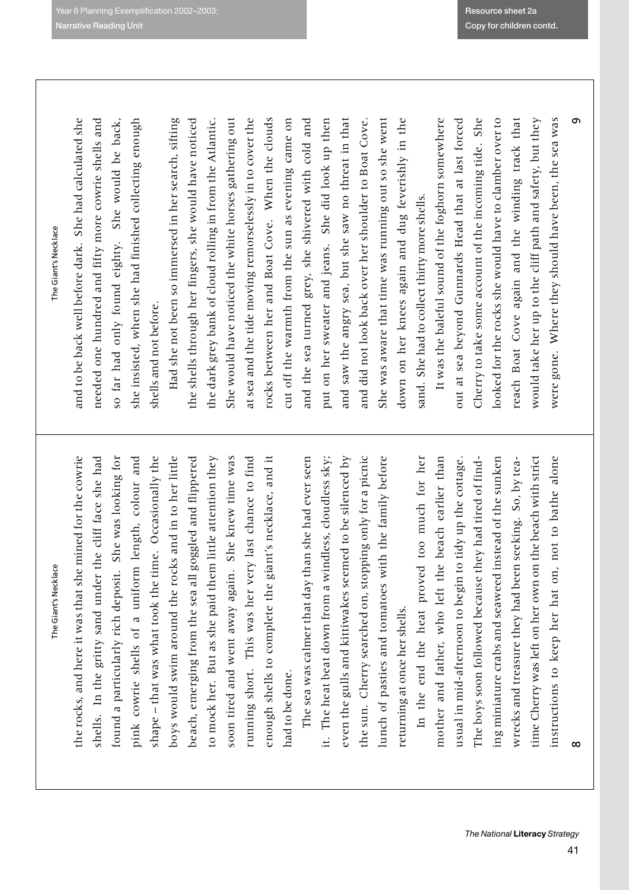the rocks, and here it was that she mined for the cowrie shells. In the gritty sand under the cliff face she had found a particularly rich deposit. She was looking for pink cowrie shells of a uniform length, colour and shape – that was what took the time. Occasionally the boys would swim around the rocks and in to her little beach, emerging from the sea all goggled and flippered to mock her. But as she paid them little attention they soon tired and went away again. She knew time was running short. This was her very last chance to find enough shells to complete the giant's necklace, and it had to be done.

The sea was calmer that day than she had ever seen it. The heat beat down from a windless, cloudless sky; even the gulls and kittiwakes seemed to be silenced by the sun. Cherry searched on, stopping only for a picnic lunch of pasties and tomatoes with the family before returning at once her shells.

In the end the heat proved too much for her mother and father, who left the beach earlier than usual in mid-afternoon to begin to tidy up the cottage. The boys soon followed because they had tired of finding miniature crabs and seaweed instead of the sunken wrecks and treasure they had been seeking. So, by tea-time Cherry was left on her own on the beach with strict instructions to keep her hat on, not to bathe alone and to be back well before dark. She had calculated she needed one hundred and fifty more cowrie shells and so far had only found eighty. She would be back, she insisted, when she had finished collecting enough shells and not before.

Had she not been so immersed in her search, sifting the shells through her fingers, she would have noticed the dark grey bank of cloud rolling in from the Atlantic. She would have noticed the white horses gathering out at sea and the tide moving remorselessly in to cover the rocks between her and Boat Cove. When the clouds cut off the warmth from the sun as evening came on and the sea turned grey, she shivered with cold and put on her sweater and jeans. She did look up then and saw the angry sea, but she saw no threat in that and did not look back over her shoulder to Boat Cove. She was aware that time was running out so she went down on her knees again and dug feverishly in the sand. She had to collect thirty more shells.

It was the baleful sound of the foghorn somewhere out at sea beyond Gunnards Head that at last forced Cherry to take some account of the incoming tide. She looked for the rocks she would have to clamber over to reach Boat Cove again and the winding track that would take her up to the cliff path and safety, but they were gone. Where they should have been, the sea was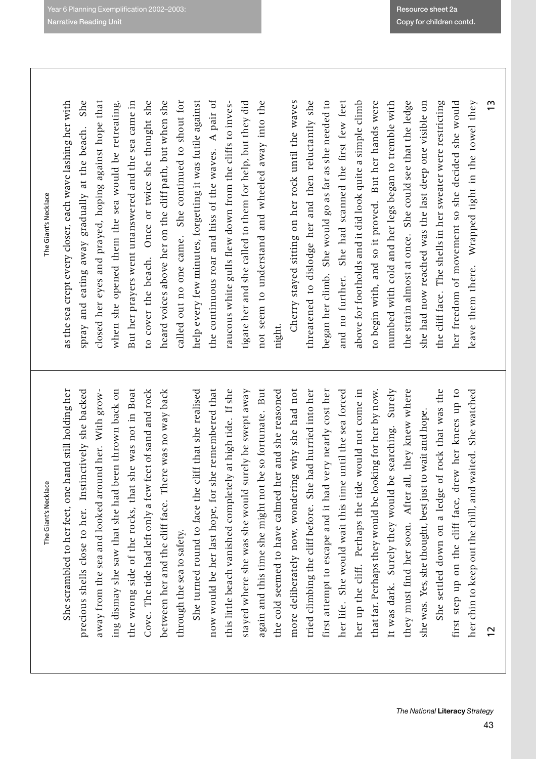She scrambled to her feet, one hand still holding her precious shells close to her. Instinctively she backed away from the sea and looked around her. With growing dismay she saw that she had been thrown back on the wrong side of the rocks, that she was not in Boat Cove. The tide had left only a few feet of sand and rock between her and the cliff face. There was no way back through the sea to safety.

She turned round to face the cliff that she realised now would be her last hope, for she remembered that this little beach vanished completely at high tide. If she stayed where she was she would surely be swept away again and this time she might not be so fortunate. But the cold seemed to have calmed her and she reasoned more deliberately now, wondering why she had not tried climbing the cliff before. She had hurried into her first attempt to escape and it had very nearly cost her her life. She would wait this time until the sea forced her up the cliff. Perhaps the tide would not come in that far. Perhaps they would be looking for her by now. It was dark. Surely they would be searching. Surely they must find her soon. After all, they knew where she was. Yes, she thought, best just to wait and hope.

She settled down on a ledge of rock that was the first step up on the cliff face, drew her knees up to her chin to keep out the chill, and waited. She watched as the sea crept every closer, each wave lashing her with spray and eating away gradually at the beach. She closed her eyes and prayed, hoping against hope that when she opened them the sea would be retreating. But her prayers went unanswered and the sea came in to cover the beach. Once or twice she thought she heard voices above her on the cliff path, but when she called out no one came. She continued to shout for help every few minutes, forgetting it was futile against the continuous roar and hiss of the waves. A pair of raucous white gulls flew down from the cliffs to investigate her and she called to them for help, but they did not seem to understand and wheeled away into the night.

Cherry stayed sitting on her rock until the waves threatened to dislodge her and then reluctantly she began her climb. She would go as far as she needed to and no further. She had scanned the first few feet above for footholds and it did look quite a simple climb to begin with, and so it proved. But her hands were numbed with cold and her legs began to tremble with the strain almost at once. She could see that the ledge she had now reached was the last deep one visible on the cliff face. The shells in her sweater were restricting her freedom of movement so she decided she would leave them there. Wrapped tight in the towel they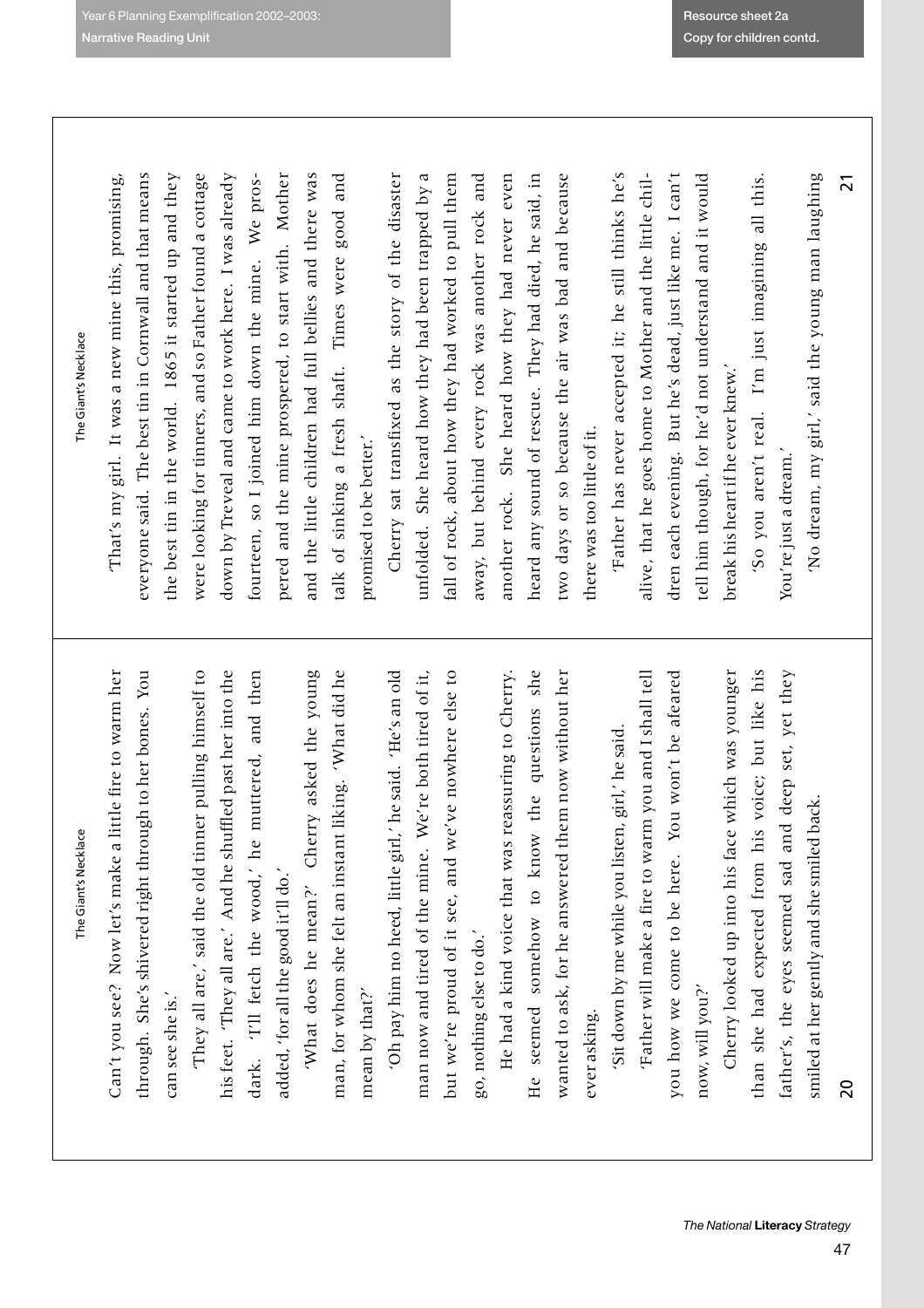Can't you see? Now let's make a little fire to warm her through. She's shivered right through to her bones. You can see she is.'

'They all are,' said the old tinner pulling himself to his feet. 'They all are.' And he shuffled past her into the dark. 'I'll fetch the wood,' he muttered, and then added, 'for all the good it'll do.'

'What does he mean?' Cherry asked the young man, for whom she felt an instant liking. 'What did he mean by that?'

'Oh pay him no heed, little girl,' he said. 'He's an old man now and tired of the mine. We're both tired of it, but we're proud of it see, and we've nowhere else to go, nothing else to do.'

He had a kind voice that was reassuring to Cherry. He seemed somehow to know the questions she wanted to ask, for he answered them now without her ever asking.

'Sit down by me while you listen, girl,' he said.

'Father will make a fire to warm you and I shall tell you how we come to be here. You won't be afeared now, will you?'

Cherry looked up into his face which was younger than she had expected from his voice; but like his father's, the eyes seemed sad and deep set, yet they smiled at her gently and she smiled back.

'That's my girl. It was a new mine this, promising, everyone said. The best tin in Cornwall and that means the best tin in the world. 1865 it started up and they were looking for tinners, and so Father found a cottage down by Treveal and came to work here. I was already fourteen, so I joined him down the mine. We prospered and the mine prospered, to start with. Mother and the little children had full bellies and there was talk of sinking a fresh shaft. Times were good and promised to be better.'

Cherry sat transfixed as the story of the disaster unfolded. She heard how they had been trapped by a fall of rock, about how they had worked to pull them away, but behind every rock was another rock and another rock. She heard how they had never even heard any sound of rescue. They had died, he said, in two days or so because the air was bad and because there was too little of it.

'Father has never accepted it; he still thinks he's alive, that he goes home to Mother and the little children each evening. But he's dead, just like me. I can't tell him though, for he'd not understand and it would break his heart if he ever knew.'

'So you aren't real. I'm just imagining all this. You're just a dream.'

'No dream, my girl,' said the young man laughing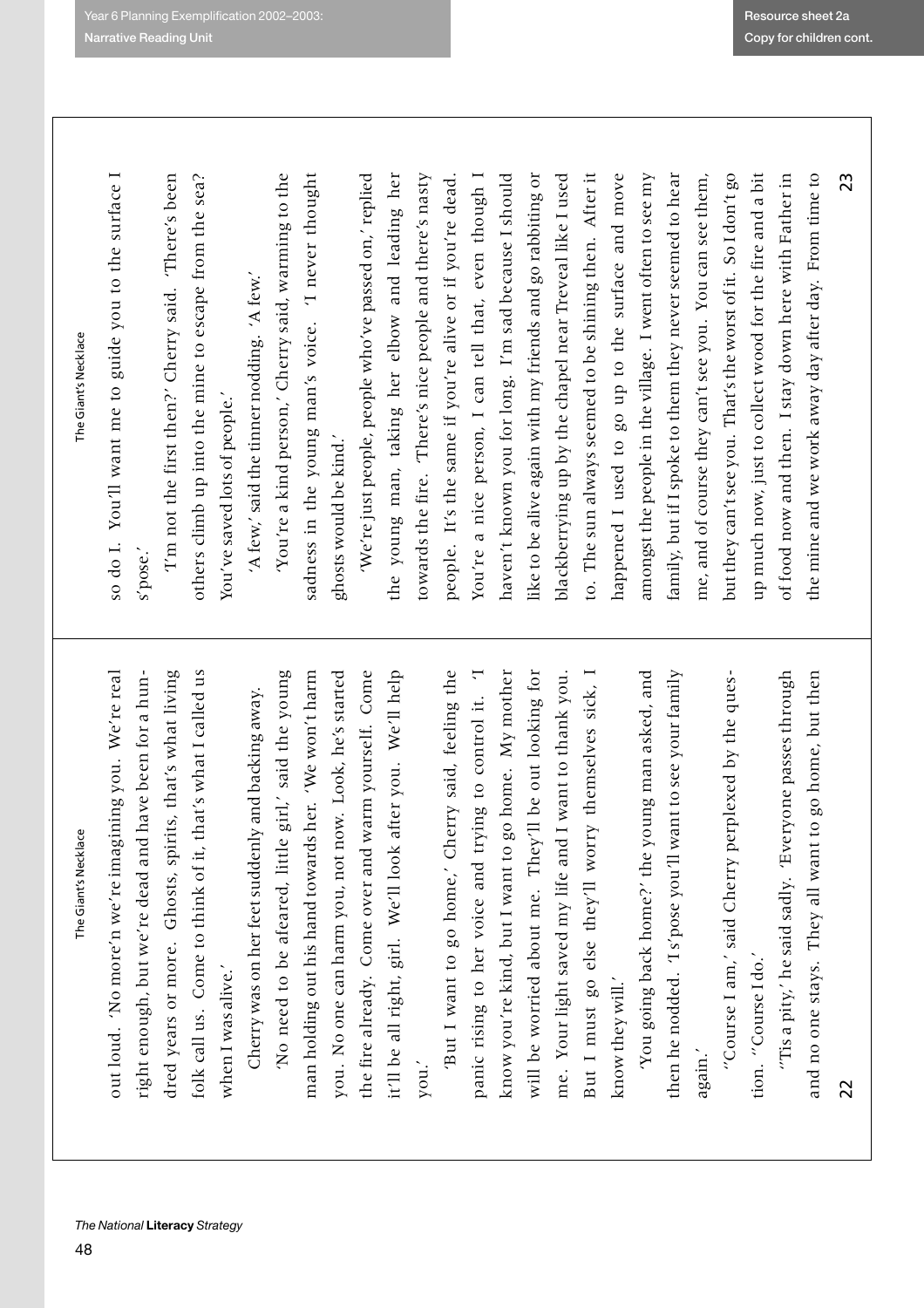out loud. 'No more'n we're imagining you. We're real right enough, but we're dead and have been for a hundred years or more. Ghosts, spirits, that's what living folk call us. Come to think of it, that's what I called us when I was alive.'

Cherry was on her feet suddenly and backing away.

'No need to be afeared, little girl,' said the young man holding out his hand towards her. 'We won't harm you. No one can harm you, not now. Look, he's started the fire already. Come over and warm yourself. Come it'll be all right, girl. We'll look after you. We'll help you.'

'But I want to go home,' Cherry said, feeling the panic rising to her voice and trying to control it. 'I know you're kind, but I want to go home. My mother will be worried about me. They'll be out looking for me. Your light saved my life and I want to thank you. But I must go else they'll worry themselves sick, I know they will.'

'You going back home?' the young man asked, and then he nodded. 'I s'pose you'll want to see your family again.'

''Course I am,' said Cherry perplexed by the question. ''Course I do.'

''Tis a pity,' he said sadly. 'Everyone passes through and no one stays. They all want to go home, but then so do I. You'll want me to guide you to the surface I s'pose.'

'I'm not the first then?' Cherry said. 'There's been others climb up into the mine to escape from the sea? You've saved lots of people.'

'A few,' said the tinner nodding. 'A few.'

'You're a kind person,' Cherry said, warming to the sadness in the young man's voice. 'I never thought ghosts would be kind.'

'We're just people, people who've passed on,' replied the young man, taking her elbow and leading her towards the fire. 'There's nice people and there's nasty people. It's the same if you're alive or if you're dead. You're a nice person, I can tell that, even though I haven't known you for long. I'm sad because I should like to be alive again with my friends and go rabbiting or blackberrying up by the chapel near Treveal like I used to. The sun always seemed to be shining then. After it happened I used to go up to the surface and move amongst the people in the village. I went often to see my family, but if I spoke to them they never seemed to hear me, and of course they can't see you. You can see them, but they can't see you. That's the worst of it. So I don't go up much now, just to collect wood for the fire and a bit of food now and then. I stay down here with Father in the mine and we work away day after day. From time to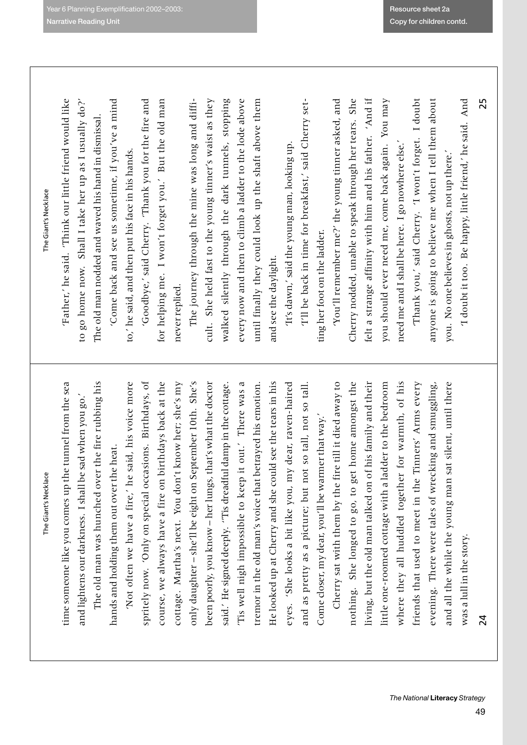time someone like you comes up the tunnel from the sea and lightens our darkness. I shall be sad when you go.'

The old man was hunched over the fire rubbing his hands and holding them out over the heat.

'Not often we have a fire,' he said, his voice more spritely now. 'Only on special occasions. Birthdays, of course, we always have a fire on birthdays back at the cottage. Martha's next. You don't know her; she's my only daughter – she'll be eight on September 10th. She's been poorly, you know – her lungs, that's what the doctor said.' He signed deeply. ''Tis dreadful damp in the cottage. 'Tis well nigh impossible to keep it out.' There was a tremor in the old man's voice that betrayed his emotion. He looked up at Cherry and she could see the tears in his eyes. 'She looks a bit like you, my dear, raven-haired and as pretty as a picture; but not so tall, not so tall. Come closer, my dear, you'll be warmer that way.'

Cherry sat with them by the fire till it died away to nothing. She longed to go, to get home amongst the living, but the old man talked on of his family and their little one-roomed cottage with a ladder to the bedroom where they all huddled together for warmth, of his friends that used to meet in the Tinners' Arms every evening. There were tales of wrecking and smuggling, and all the while the young man sat silent, until there was a lull in the story.

'Father,' he said. 'Think our little friend would like to go home now. Shall I take her up as I usually do?' The old man nodded and waved his hand in dismissal.

'Come back and see us sometime, if you've a mind to,' he said, and then put his face in his hands.

'Goodbye,' said Cherry. 'Thank you for the fire and for helping me. I won't forget you.' But the old man never replied.

The journey through the mine was long and difficult. She held fast to the young tinner's waist as they walked silently through the dark tunnels, stopping every now and then to climb a ladder to the lode above until finally they could look up the shaft above them and see the daylight.

'It's dawn,' said the young man, looking up.

'I'll be back in time for breakfast,' said Cherry setting her foot on the ladder.

'You'll remember me?' the young tinner asked, and Cherry nodded, unable to speak through her tears. She felt a strange affinity with him and his father. 'And if you should ever need me, come back again. You may need me and I shall be here. I go nowhere else.'

'Thank you,' said Cherry. 'I won't forget. I doubt anyone is going to believe me when I tell them about you. No one believes in ghosts, not up there.'

'I doubt it too. Be happy, little friend,' he said. 'And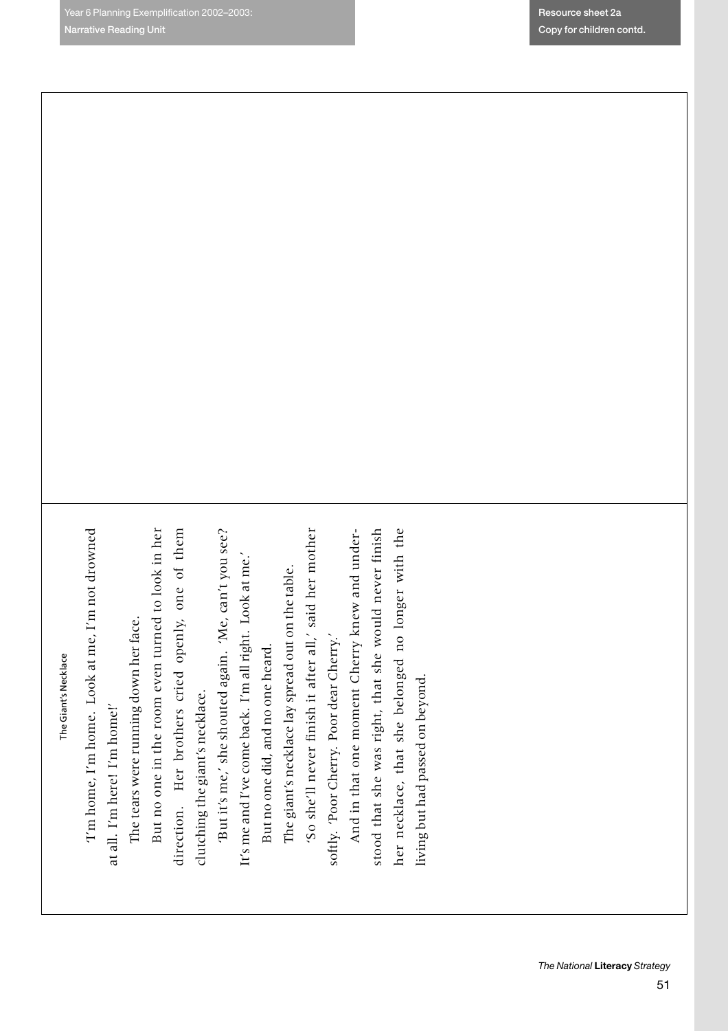The Giant's Necklace

'I'm home, I'm home. Look at me, I'm not drowned at all. I'm here! I'm home!'

The tears were running down her face.

But no one in the room even turned to look in her direction. Her brothers cried openly, one of them clutching the giant's necklace.

'But it's me,' she shouted again. 'Me, can't you see? It's me and I've come back. I'm all right. Look at me.'

But no one did, and no one heard.

The giant's necklace lay spread out on the table.

'So she'll never finish it after all,' said her mother softly. 'Poor Cherry. Poor dear Cherry.'

And in that one moment Cherry knew and understood that she was right, that she would never finish her necklace, that she belonged no longer with the living but had passed on beyond.